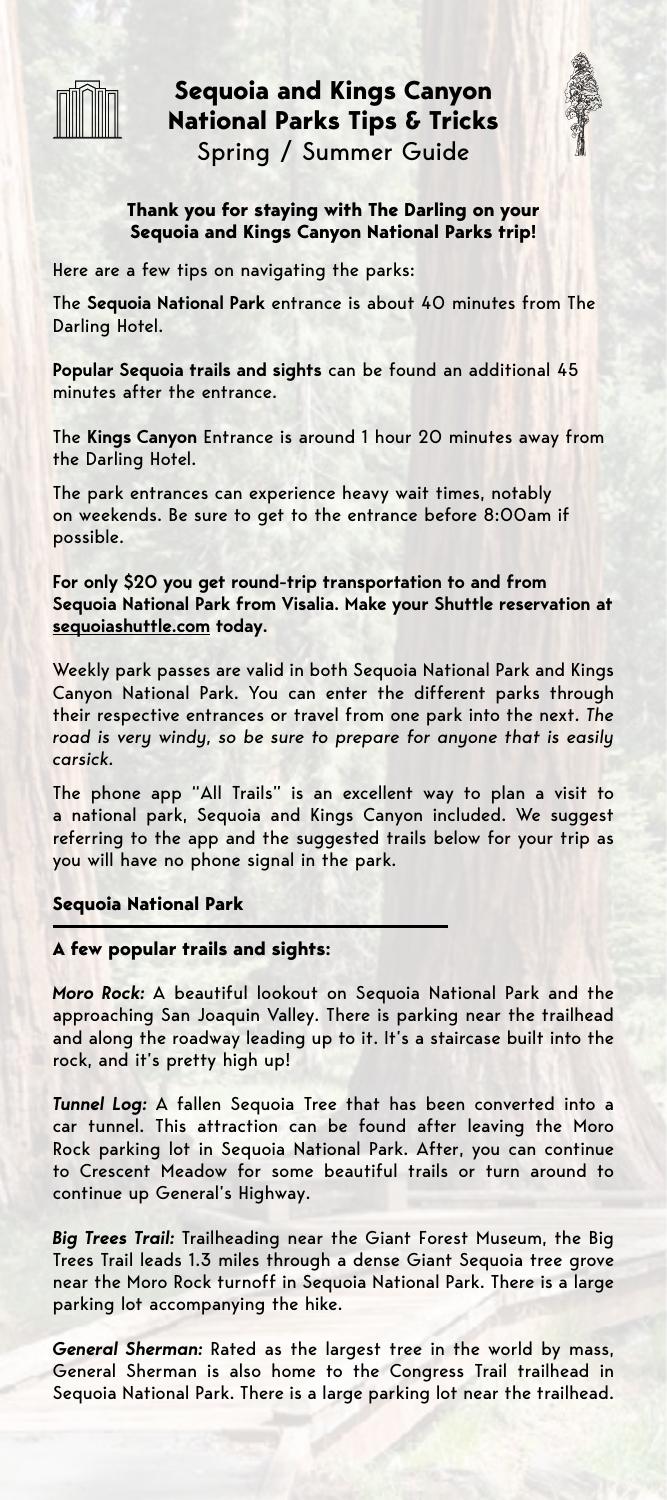# Sequoia and Kings Canyon National Parks Tips & Tricks

Spring / Summer Guide

**Thank you for staying with The Darling on your Sequoia and Kings Canyon National Parks trip!**

Here are a few tips on navigating the parks:

The **Sequoia National Park** entrance is about 40 minutes from The Darling Hotel.

**Popular Sequoia trails and sights** can be found an additional 45 minutes after the entrance.

The **Kings Canyon** Entrance is around 1 hour 20 minutes away from the Darling Hotel.

The park entrances can experience heavy wait times, notably on weekends. Be sure to get to the entrance before 8:00am if possible.

**For only $20 you get round-trip transportation to and from Sequoia National Park from Visalia. Make your Shuttle reservation at sequoiashuttle.com today.**

Weekly park passes are valid in both Sequoia National Park and Kings Canyon National Park. You can enter the different parks through their respective entrances or travel from one park into the next. *The road is very windy, so be sure to prepare for anyone that is easily carsick.*

The phone app "All Trails" is an excellent way to plan a visit to a national park, Sequoia and Kings Canyon included. We suggest referring to the app and the suggested trails below for your trip as you will have no phone signal in the park.

## Sequoia National Park

### A few popular trails and sights:

***Moro Rock:*** A beautiful lookout on Sequoia National Park and the approaching San Joaquin Valley. There is parking near the trailhead and along the roadway leading up to it. It's a staircase built into the rock, and it's pretty high up!

***Tunnel Log:*** A fallen Sequoia Tree that has been converted into a car tunnel. This attraction can be found after leaving the Moro Rock parking lot in Sequoia National Park. After, you can continue to Crescent Meadow for some beautiful trails or turn around to continue up General's Highway.

***Big Trees Trail:*** Trailheading near the Giant Forest Museum, the Big Trees Trail leads 1.3 miles through a dense Giant Sequoia tree grove near the Moro Rock turnoff in Sequoia National Park. There is a large parking lot accompanying the hike.

***General Sherman:*** Rated as the largest tree in the world by mass, General Sherman is also home to the Congress Trail trailhead in Sequoia National Park. There is a large parking lot near the trailhead.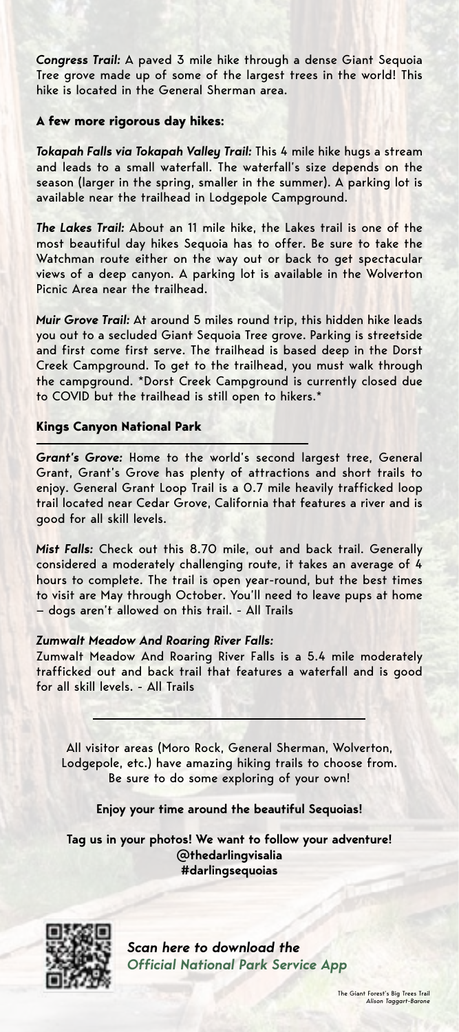***Congress Trail:*** A paved 3 mile hike through a dense Giant Sequoia Tree grove made up of some of the largest trees in the world! This hike is located in the General Sherman area.

**A few more rigorous day hikes:**

***Tokapah Falls via Tokapah Valley Trail:*** This 4 mile hike hugs a stream and leads to a small waterfall. The waterfall's size depends on the season (larger in the spring, smaller in the summer). A parking lot is available near the trailhead in Lodgepole Campground.

***The Lakes Trail:*** About an 11 mile hike, the Lakes trail is one of the most beautiful day hikes Sequoia has to offer. Be sure to take the Watchman route either on the way out or back to get spectacular views of a deep canyon. A parking lot is available in the Wolverton Picnic Area near the trailhead.

***Muir Grove Trail:*** At around 5 miles round trip, this hidden hike leads you out to a secluded Giant Sequoia Tree grove. Parking is streetside and first come first serve. The trailhead is based deep in the Dorst Creek Campground. To get to the trailhead, you must walk through the campground. *Dorst Creek Campground is currently closed due to COVID but the trailhead is still open to hikers.*

## Kings Canyon National Park

***Grant's Grove:*** Home to the world's second largest tree, General Grant, Grant's Grove has plenty of attractions and short trails to enjoy. General Grant Loop Trail is a 0.7 mile heavily trafficked loop trail located near Cedar Grove, California that features a river and is good for all skill levels.

***Mist Falls:*** Check out this 8.70 mile, out and back trail. Generally considered a moderately challenging route, it takes an average of 4 hours to complete. The trail is open year-round, but the best times to visit are May through October. You'll need to leave pups at home – dogs aren't allowed on this trail. - All Trails

***Zumwalt Meadow And Roaring River Falls:***

Zumwalt Meadow And Roaring River Falls is a 5.4 mile moderately trafficked out and back trail that features a waterfall and is good for all skill levels. - All Trails

All visitor areas (Moro Rock, General Sherman, Wolverton, Lodgepole, etc.) have amazing hiking trails to choose from. Be sure to do some exploring of your own!

**Enjoy your time around the beautiful Sequoias!**

**Tag us in your photos! We want to follow your adventure!**
**@thedarlingvisalia**
**#darlingsequoias**

***Scan here to download the Official National Park Service App***

The Giant Forest's Big Trees Trail
*Alison Taggart-Barone*